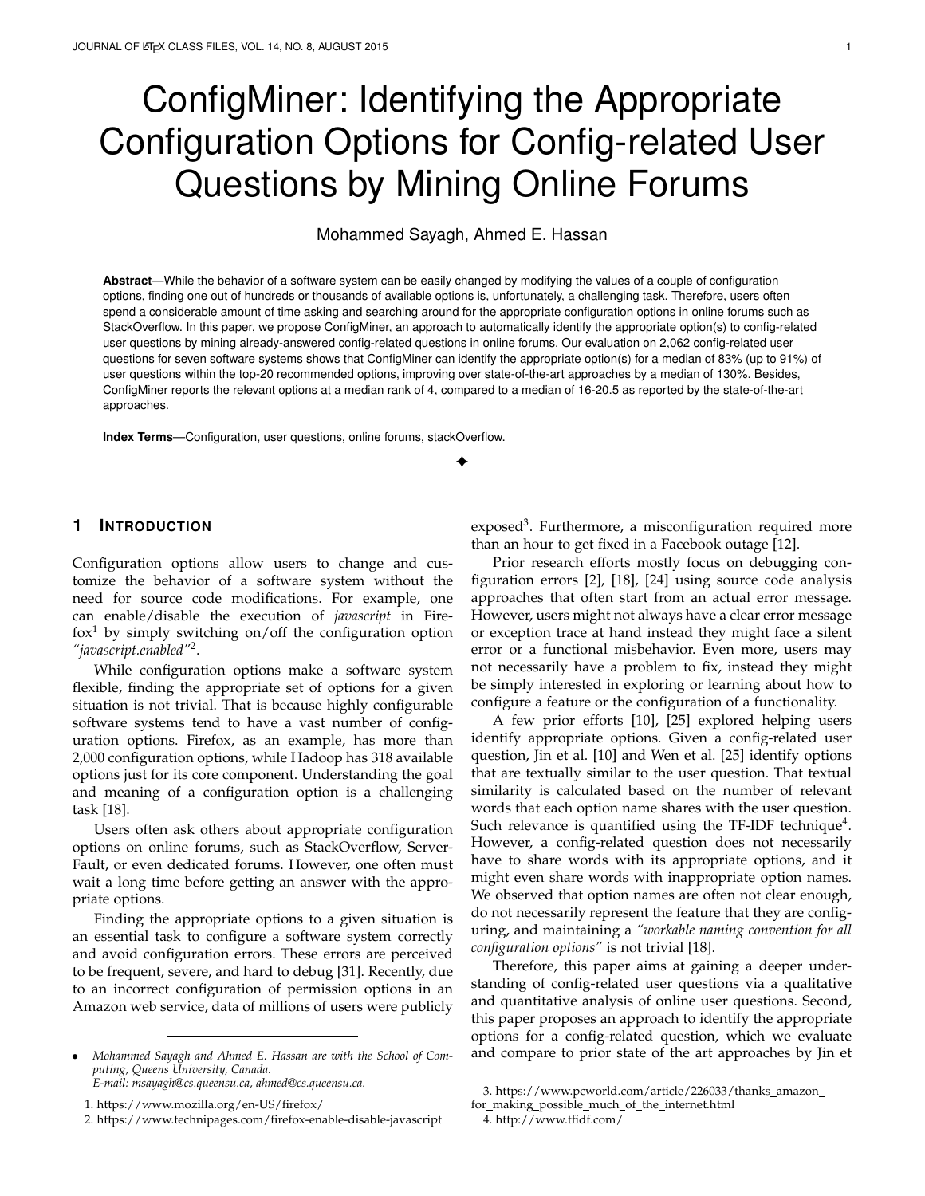# ConfigMiner: Identifying the Appropriate Configuration Options for Config-related User Questions by Mining Online Forums

Mohammed Sayagh, Ahmed E. Hassan

**Abstract**—While the behavior of a software system can be easily changed by modifying the values of a couple of configuration options, finding one out of hundreds or thousands of available options is, unfortunately, a challenging task. Therefore, users often spend a considerable amount of time asking and searching around for the appropriate configuration options in online forums such as StackOverflow. In this paper, we propose ConfigMiner, an approach to automatically identify the appropriate option(s) to config-related user questions by mining already-answered config-related questions in online forums. Our evaluation on 2,062 config-related user questions for seven software systems shows that ConfigMiner can identify the appropriate option(s) for a median of 83% (up to 91%) of user questions within the top-20 recommended options, improving over state-of-the-art approaches by a median of 130%. Besides, ConfigMiner reports the relevant options at a median rank of 4, compared to a median of 16-20.5 as reported by the state-of-the-art approaches.

**Index Terms**—Configuration, user questions, online forums, stackOverflow.

## 1 Introduction

Configuration options allow users to change and customize the behavior of a software system without the need for source code modifications. For example, one can enable/disable the execution of *javascript* in Firefox[1] by simply switching on/off the configuration option *"javascript.enabled"*[2].

While configuration options make a software system flexible, finding the appropriate set of options for a given situation is not trivial. That is because highly configurable software systems tend to have a vast number of configuration options. Firefox, as an example, has more than 2,000 configuration options, while Hadoop has 318 available options just for its core component. Understanding the goal and meaning of a configuration option is a challenging task [18].

Users often ask others about appropriate configuration options on online forums, such as StackOverflow, ServerFault, or even dedicated forums. However, one often must wait a long time before getting an answer with the appropriate options.

Finding the appropriate options to a given situation is an essential task to configure a software system correctly and avoid configuration errors. These errors are perceived to be frequent, severe, and hard to debug [31]. Recently, due to an incorrect configuration of permission options in an Amazon web service, data of millions of users were publicly exposed[3]. Furthermore, a misconfiguration required more than an hour to get fixed in a Facebook outage [12].

Prior research efforts mostly focus on debugging configuration errors [2], [18], [24] using source code analysis approaches that often start from an actual error message. However, users might not always have a clear error message or exception trace at hand instead they might face a silent error or a functional misbehavior. Even more, users may not necessarily have a problem to fix, instead they might be simply interested in exploring or learning about how to configure a feature or the configuration of a functionality.

A few prior efforts [10], [25] explored helping users identify appropriate options. Given a config-related user question, Jin et al. [10] and Wen et al. [25] identify options that are textually similar to the user question. That textual similarity is calculated based on the number of relevant words that each option name shares with the user question. Such relevance is quantified using the TF-IDF technique[4]. However, a config-related question does not necessarily have to share words with its appropriate options, and it might even share words with inappropriate option names. We observed that option names are often not clear enough, do not necessarily represent the feature that they are configuring, and maintaining a *"workable naming convention for all configuration options"* is not trivial [18].

Therefore, this paper aims at gaining a deeper understanding of config-related user questions via a qualitative and quantitative analysis of online user questions. Second, this paper proposes an approach to identify the appropriate options for a config-related question, which we evaluate and compare to prior state of the art approaches by Jin et

- *Mohammed Sayagh and Ahmed E. Hassan are with the School of Computing, Queens University, Canada.*
  *E-mail: msayagh@cs.queensu.ca, ahmed@cs.queensu.ca.*

1. https://www.mozilla.org/en-US/firefox/
2. https://www.technipages.com/firefox-enable-disable-javascript
3. https://www.pcworld.com/article/226033/thanks_amazon_for_making_possible_much_of_the_internet.html
4. http://www.tfidf.com/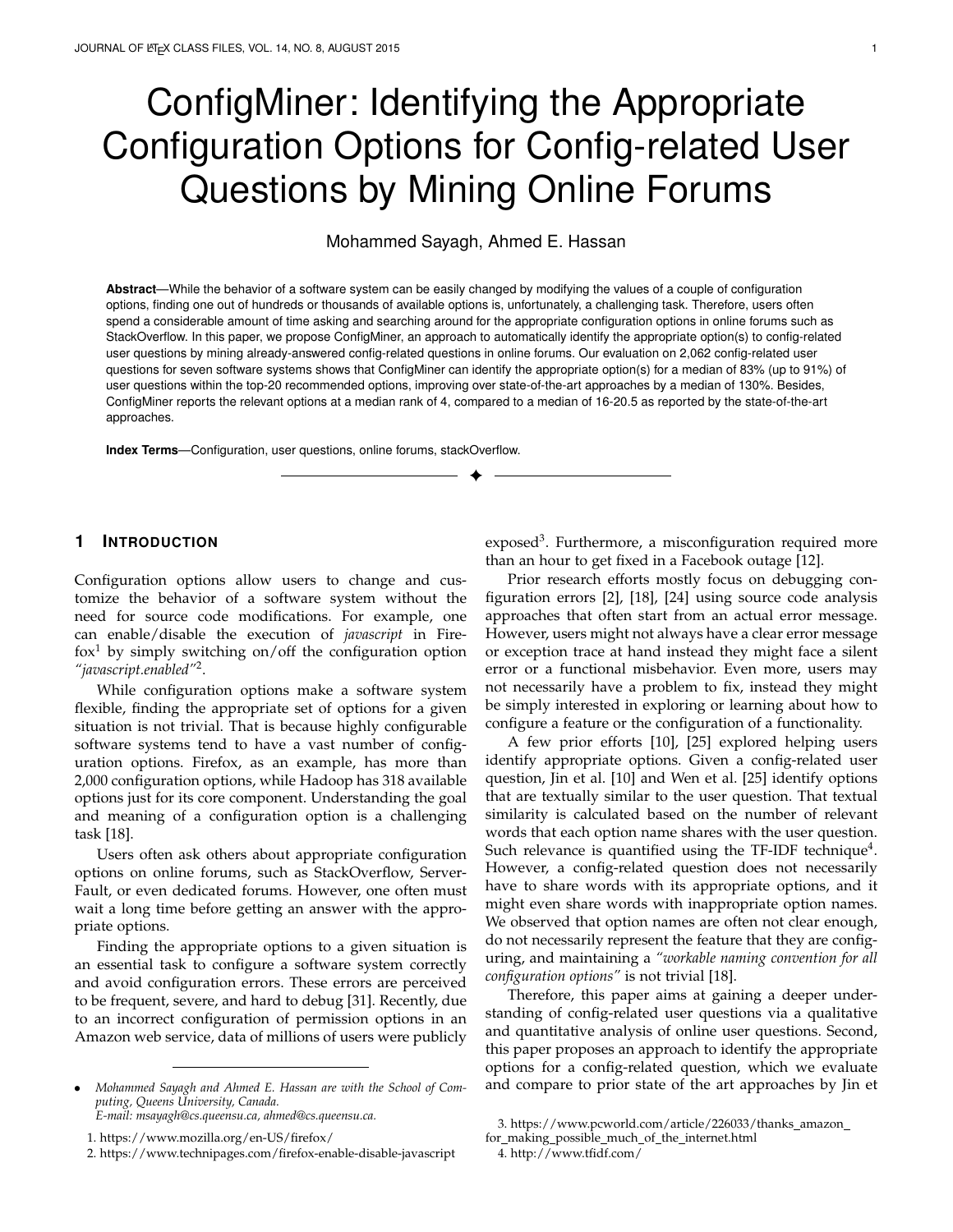# ConfigMiner: Identifying the Appropriate Configuration Options for Config-related User Questions by Mining Online Forums

Mohammed Sayagh, Ahmed E. Hassan

**Abstract**—While the behavior of a software system can be easily changed by modifying the values of a couple of configuration options, finding one out of hundreds or thousands of available options is, unfortunately, a challenging task. Therefore, users often spend a considerable amount of time asking and searching around for the appropriate configuration options in online forums such as StackOverflow. In this paper, we propose ConfigMiner, an approach to automatically identify the appropriate option(s) to config-related user questions by mining already-answered config-related questions in online forums. Our evaluation on 2,062 config-related user questions for seven software systems shows that ConfigMiner can identify the appropriate option(s) for a median of 83% (up to 91%) of user questions within the top-20 recommended options, improving over state-of-the-art approaches by a median of 130%. Besides, ConfigMiner reports the relevant options at a median rank of 4, compared to a median of 16-20.5 as reported by the state-of-the-art approaches.

**Index Terms**—Configuration, user questions, online forums, stackOverflow.

## 1 Introduction

Configuration options allow users to change and customize the behavior of a software system without the need for source code modifications. For example, one can enable/disable the execution of *javascript* in Firefox[1] by simply switching on/off the configuration option *"javascript.enabled"*[2].

While configuration options make a software system flexible, finding the appropriate set of options for a given situation is not trivial. That is because highly configurable software systems tend to have a vast number of configuration options. Firefox, as an example, has more than 2,000 configuration options, while Hadoop has 318 available options just for its core component. Understanding the goal and meaning of a configuration option is a challenging task [18].

Users often ask others about appropriate configuration options on online forums, such as StackOverflow, ServerFault, or even dedicated forums. However, one often must wait a long time before getting an answer with the appropriate options.

Finding the appropriate options to a given situation is an essential task to configure a software system correctly and avoid configuration errors. These errors are perceived to be frequent, severe, and hard to debug [31]. Recently, due to an incorrect configuration of permission options in an Amazon web service, data of millions of users were publicly exposed[3]. Furthermore, a misconfiguration required more than an hour to get fixed in a Facebook outage [12].

Prior research efforts mostly focus on debugging configuration errors [2], [18], [24] using source code analysis approaches that often start from an actual error message. However, users might not always have a clear error message or exception trace at hand instead they might face a silent error or a functional misbehavior. Even more, users may not necessarily have a problem to fix, instead they might be simply interested in exploring or learning about how to configure a feature or the configuration of a functionality.

A few prior efforts [10], [25] explored helping users identify appropriate options. Given a config-related user question, Jin et al. [10] and Wen et al. [25] identify options that are textually similar to the user question. That textual similarity is calculated based on the number of relevant words that each option name shares with the user question. Such relevance is quantified using the TF-IDF technique[4]. However, a config-related question does not necessarily have to share words with its appropriate options, and it might even share words with inappropriate option names. We observed that option names are often not clear enough, do not necessarily represent the feature that they are configuring, and maintaining a *"workable naming convention for all configuration options"* is not trivial [18].

Therefore, this paper aims at gaining a deeper understanding of config-related user questions via a qualitative and quantitative analysis of online user questions. Second, this paper proposes an approach to identify the appropriate options for a config-related question, which we evaluate and compare to prior state of the art approaches by Jin et

- *Mohammed Sayagh and Ahmed E. Hassan are with the School of Computing, Queens University, Canada. E-mail: msayagh@cs.queensu.ca, ahmed@cs.queensu.ca.*

1. https://www.mozilla.org/en-US/firefox/
2. https://www.technipages.com/firefox-enable-disable-javascript
3. https://www.pcworld.com/article/226033/thanks_amazon_for_making_possible_much_of_the_internet.html
4. http://www.tfidf.com/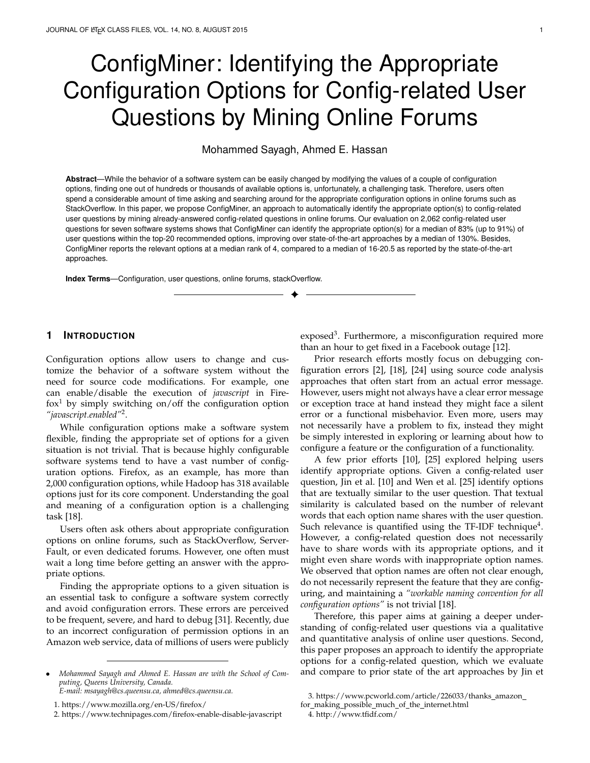# ConfigMiner: Identifying the Appropriate Configuration Options for Config-related User Questions by Mining Online Forums

Mohammed Sayagh, Ahmed E. Hassan

**Abstract**—While the behavior of a software system can be easily changed by modifying the values of a couple of configuration options, finding one out of hundreds or thousands of available options is, unfortunately, a challenging task. Therefore, users often spend a considerable amount of time asking and searching around for the appropriate configuration options in online forums such as StackOverflow. In this paper, we propose ConfigMiner, an approach to automatically identify the appropriate option(s) to config-related user questions by mining already-answered config-related questions in online forums. Our evaluation on 2,062 config-related user questions for seven software systems shows that ConfigMiner can identify the appropriate option(s) for a median of 83% (up to 91%) of user questions within the top-20 recommended options, improving over state-of-the-art approaches by a median of 130%. Besides, ConfigMiner reports the relevant options at a median rank of 4, compared to a median of 16-20.5 as reported by the state-of-the-art approaches.

**Index Terms**—Configuration, user questions, online forums, stackOverflow.

## 1 Introduction

Configuration options allow users to change and customize the behavior of a software system without the need for source code modifications. For example, one can enable/disable the execution of *javascript* in Firefox[1] by simply switching on/off the configuration option *"javascript.enabled"*[2].

While configuration options make a software system flexible, finding the appropriate set of options for a given situation is not trivial. That is because highly configurable software systems tend to have a vast number of configuration options. Firefox, as an example, has more than 2,000 configuration options, while Hadoop has 318 available options just for its core component. Understanding the goal and meaning of a configuration option is a challenging task [18].

Users often ask others about appropriate configuration options on online forums, such as StackOverflow, ServerFault, or even dedicated forums. However, one often must wait a long time before getting an answer with the appropriate options.

Finding the appropriate options to a given situation is an essential task to configure a software system correctly and avoid configuration errors. These errors are perceived to be frequent, severe, and hard to debug [31]. Recently, due to an incorrect configuration of permission options in an Amazon web service, data of millions of users were publicly exposed[3]. Furthermore, a misconfiguration required more than an hour to get fixed in a Facebook outage [12].

Prior research efforts mostly focus on debugging configuration errors [2], [18], [24] using source code analysis approaches that often start from an actual error message. However, users might not always have a clear error message or exception trace at hand instead they might face a silent error or a functional misbehavior. Even more, users may not necessarily have a problem to fix, instead they might be simply interested in exploring or learning about how to configure a feature or the configuration of a functionality.

A few prior efforts [10], [25] explored helping users identify appropriate options. Given a config-related user question, Jin et al. [10] and Wen et al. [25] identify options that are textually similar to the user question. That textual similarity is calculated based on the number of relevant words that each option name shares with the user question. Such relevance is quantified using the TF-IDF technique[4]. However, a config-related question does not necessarily have to share words with its appropriate options, and it might even share words with inappropriate option names. We observed that option names are often not clear enough, do not necessarily represent the feature that they are configuring, and maintaining a *"workable naming convention for all configuration options"* is not trivial [18].

Therefore, this paper aims at gaining a deeper understanding of config-related user questions via a qualitative and quantitative analysis of online user questions. Second, this paper proposes an approach to identify the appropriate options for a config-related question, which we evaluate and compare to prior state of the art approaches by Jin et

- *Mohammed Sayagh and Ahmed E. Hassan are with the School of Computing, Queens University, Canada. E-mail: msayagh@cs.queensu.ca, ahmed@cs.queensu.ca.*

1. https://www.mozilla.org/en-US/firefox/
2. https://www.technipages.com/firefox-enable-disable-javascript
3. https://www.pcworld.com/article/226033/thanks_amazon_for_making_possible_much_of_the_internet.html
4. http://www.tfidf.com/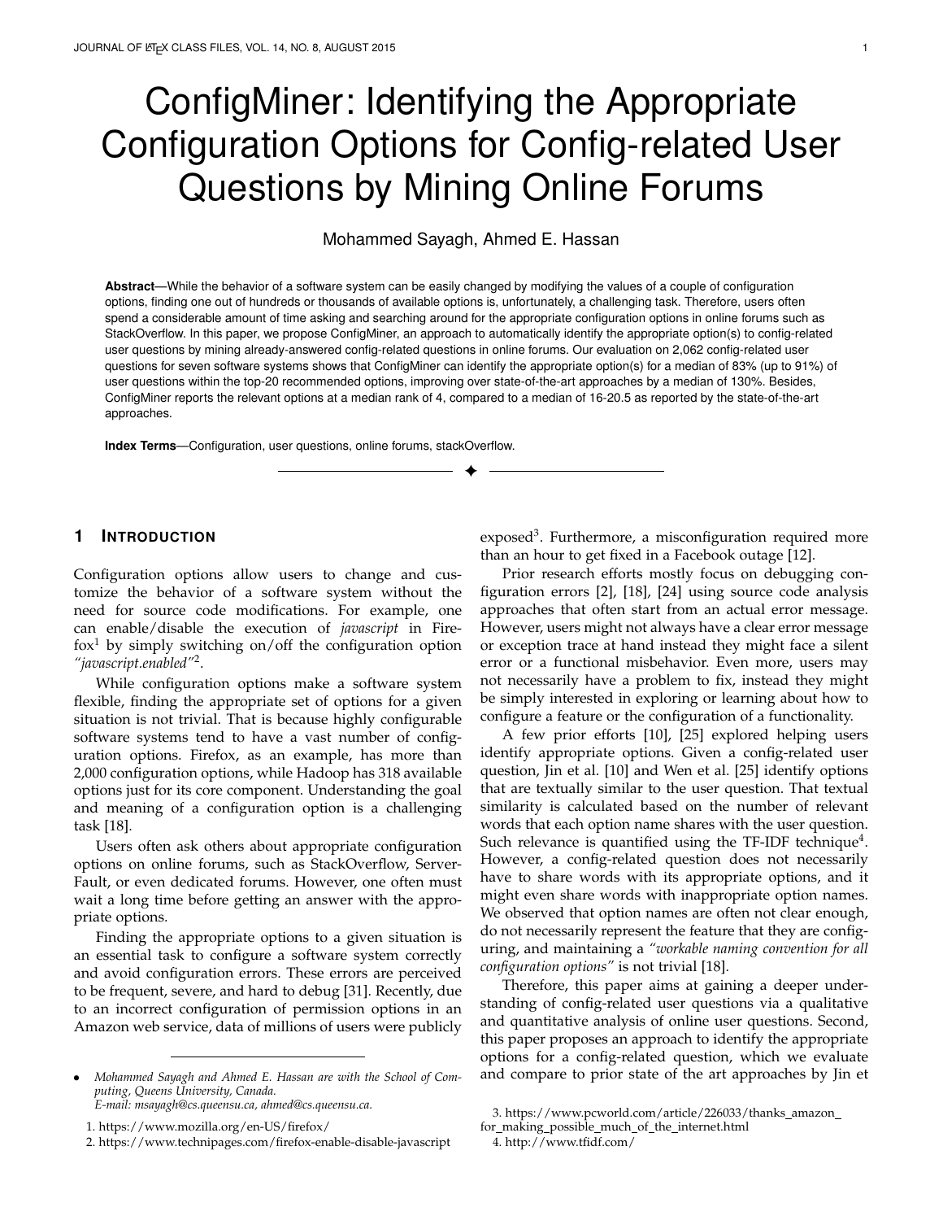# ConfigMiner: Identifying the Appropriate Configuration Options for Config-related User Questions by Mining Online Forums

Mohammed Sayagh, Ahmed E. Hassan

**Abstract**—While the behavior of a software system can be easily changed by modifying the values of a couple of configuration options, finding one out of hundreds or thousands of available options is, unfortunately, a challenging task. Therefore, users often spend a considerable amount of time asking and searching around for the appropriate configuration options in online forums such as StackOverflow. In this paper, we propose ConfigMiner, an approach to automatically identify the appropriate option(s) to config-related user questions by mining already-answered config-related questions in online forums. Our evaluation on 2,062 config-related user questions for seven software systems shows that ConfigMiner can identify the appropriate option(s) for a median of 83% (up to 91%) of user questions within the top-20 recommended options, improving over state-of-the-art approaches by a median of 130%. Besides, ConfigMiner reports the relevant options at a median rank of 4, compared to a median of 16-20.5 as reported by the state-of-the-art approaches.

**Index Terms**—Configuration, user questions, online forums, stackOverflow.

## 1 Introduction

Configuration options allow users to change and customize the behavior of a software system without the need for source code modifications. For example, one can enable/disable the execution of *javascript* in Firefox[1] by simply switching on/off the configuration option *"javascript.enabled"*[2].

While configuration options make a software system flexible, finding the appropriate set of options for a given situation is not trivial. That is because highly configurable software systems tend to have a vast number of configuration options. Firefox, as an example, has more than 2,000 configuration options, while Hadoop has 318 available options just for its core component. Understanding the goal and meaning of a configuration option is a challenging task [18].

Users often ask others about appropriate configuration options on online forums, such as StackOverflow, ServerFault, or even dedicated forums. However, one often must wait a long time before getting an answer with the appropriate options.

Finding the appropriate options to a given situation is an essential task to configure a software system correctly and avoid configuration errors. These errors are perceived to be frequent, severe, and hard to debug [31]. Recently, due to an incorrect configuration of permission options in an Amazon web service, data of millions of users were publicly exposed[3]. Furthermore, a misconfiguration required more than an hour to get fixed in a Facebook outage [12].

Prior research efforts mostly focus on debugging configuration errors [2], [18], [24] using source code analysis approaches that often start from an actual error message. However, users might not always have a clear error message or exception trace at hand instead they might face a silent error or a functional misbehavior. Even more, users may not necessarily have a problem to fix, instead they might be simply interested in exploring or learning about how to configure a feature or the configuration of a functionality.

A few prior efforts [10], [25] explored helping users identify appropriate options. Given a config-related user question, Jin et al. [10] and Wen et al. [25] identify options that are textually similar to the user question. That textual similarity is calculated based on the number of relevant words that each option name shares with the user question. Such relevance is quantified using the TF-IDF technique[4]. However, a config-related question does not necessarily have to share words with its appropriate options, and it might even share words with inappropriate option names. We observed that option names are often not clear enough, do not necessarily represent the feature that they are configuring, and maintaining a *"workable naming convention for all configuration options"* is not trivial [18].

Therefore, this paper aims at gaining a deeper understanding of config-related user questions via a qualitative and quantitative analysis of online user questions. Second, this paper proposes an approach to identify the appropriate options for a config-related question, which we evaluate and compare to prior state of the art approaches by Jin et

- *Mohammed Sayagh and Ahmed E. Hassan are with the School of Computing, Queens University, Canada. E-mail: msayagh@cs.queensu.ca, ahmed@cs.queensu.ca.*

1. https://www.mozilla.org/en-US/firefox/
2. https://www.technipages.com/firefox-enable-disable-javascript
3. https://www.pcworld.com/article/226033/thanks_amazon_for_making_possible_much_of_the_internet.html
4. http://www.tfidf.com/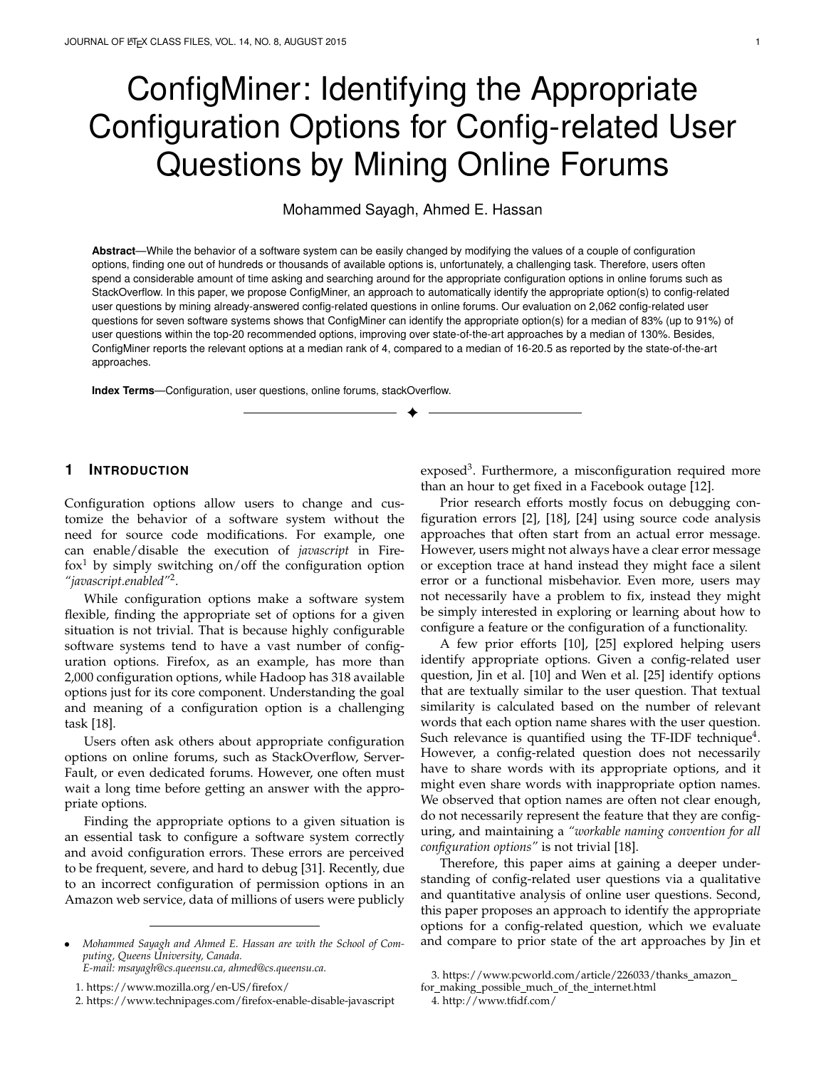# ConfigMiner: Identifying the Appropriate Configuration Options for Config-related User Questions by Mining Online Forums

Mohammed Sayagh, Ahmed E. Hassan

**Abstract**—While the behavior of a software system can be easily changed by modifying the values of a couple of configuration options, finding one out of hundreds or thousands of available options is, unfortunately, a challenging task. Therefore, users often spend a considerable amount of time asking and searching around for the appropriate configuration options in online forums such as StackOverflow. In this paper, we propose ConfigMiner, an approach to automatically identify the appropriate option(s) to config-related user questions by mining already-answered config-related questions in online forums. Our evaluation on 2,062 config-related user questions for seven software systems shows that ConfigMiner can identify the appropriate option(s) for a median of 83% (up to 91%) of user questions within the top-20 recommended options, improving over state-of-the-art approaches by a median of 130%. Besides, ConfigMiner reports the relevant options at a median rank of 4, compared to a median of 16-20.5 as reported by the state-of-the-art approaches.

**Index Terms**—Configuration, user questions, online forums, stackOverflow.

## 1 Introduction

Configuration options allow users to change and customize the behavior of a software system without the need for source code modifications. For example, one can enable/disable the execution of *javascript* in Firefox[1] by simply switching on/off the configuration option *"javascript.enabled"*[2].

While configuration options make a software system flexible, finding the appropriate set of options for a given situation is not trivial. That is because highly configurable software systems tend to have a vast number of configuration options. Firefox, as an example, has more than 2,000 configuration options, while Hadoop has 318 available options just for its core component. Understanding the goal and meaning of a configuration option is a challenging task [18].

Users often ask others about appropriate configuration options on online forums, such as StackOverflow, ServerFault, or even dedicated forums. However, one often must wait a long time before getting an answer with the appropriate options.

Finding the appropriate options to a given situation is an essential task to configure a software system correctly and avoid configuration errors. These errors are perceived to be frequent, severe, and hard to debug [31]. Recently, due to an incorrect configuration of permission options in an Amazon web service, data of millions of users were publicly exposed[3]. Furthermore, a misconfiguration required more than an hour to get fixed in a Facebook outage [12].

Prior research efforts mostly focus on debugging configuration errors [2], [18], [24] using source code analysis approaches that often start from an actual error message. However, users might not always have a clear error message or exception trace at hand instead they might face a silent error or a functional misbehavior. Even more, users may not necessarily have a problem to fix, instead they might be simply interested in exploring or learning about how to configure a feature or the configuration of a functionality.

A few prior efforts [10], [25] explored helping users identify appropriate options. Given a config-related user question, Jin et al. [10] and Wen et al. [25] identify options that are textually similar to the user question. That textual similarity is calculated based on the number of relevant words that each option name shares with the user question. Such relevance is quantified using the TF-IDF technique[4]. However, a config-related question does not necessarily have to share words with its appropriate options, and it might even share words with inappropriate option names. We observed that option names are often not clear enough, do not necessarily represent the feature that they are configuring, and maintaining a *"workable naming convention for all configuration options"* is not trivial [18].

Therefore, this paper aims at gaining a deeper understanding of config-related user questions via a qualitative and quantitative analysis of online user questions. Second, this paper proposes an approach to identify the appropriate options for a config-related question, which we evaluate and compare to prior state of the art approaches by Jin et

- *Mohammed Sayagh and Ahmed E. Hassan are with the School of Computing, Queens University, Canada. E-mail: msayagh@cs.queensu.ca, ahmed@cs.queensu.ca.*

1. https://www.mozilla.org/en-US/firefox/
2. https://www.technipages.com/firefox-enable-disable-javascript
3. https://www.pcworld.com/article/226033/thanks_amazon_for_making_possible_much_of_the_internet.html
4. http://www.tfidf.com/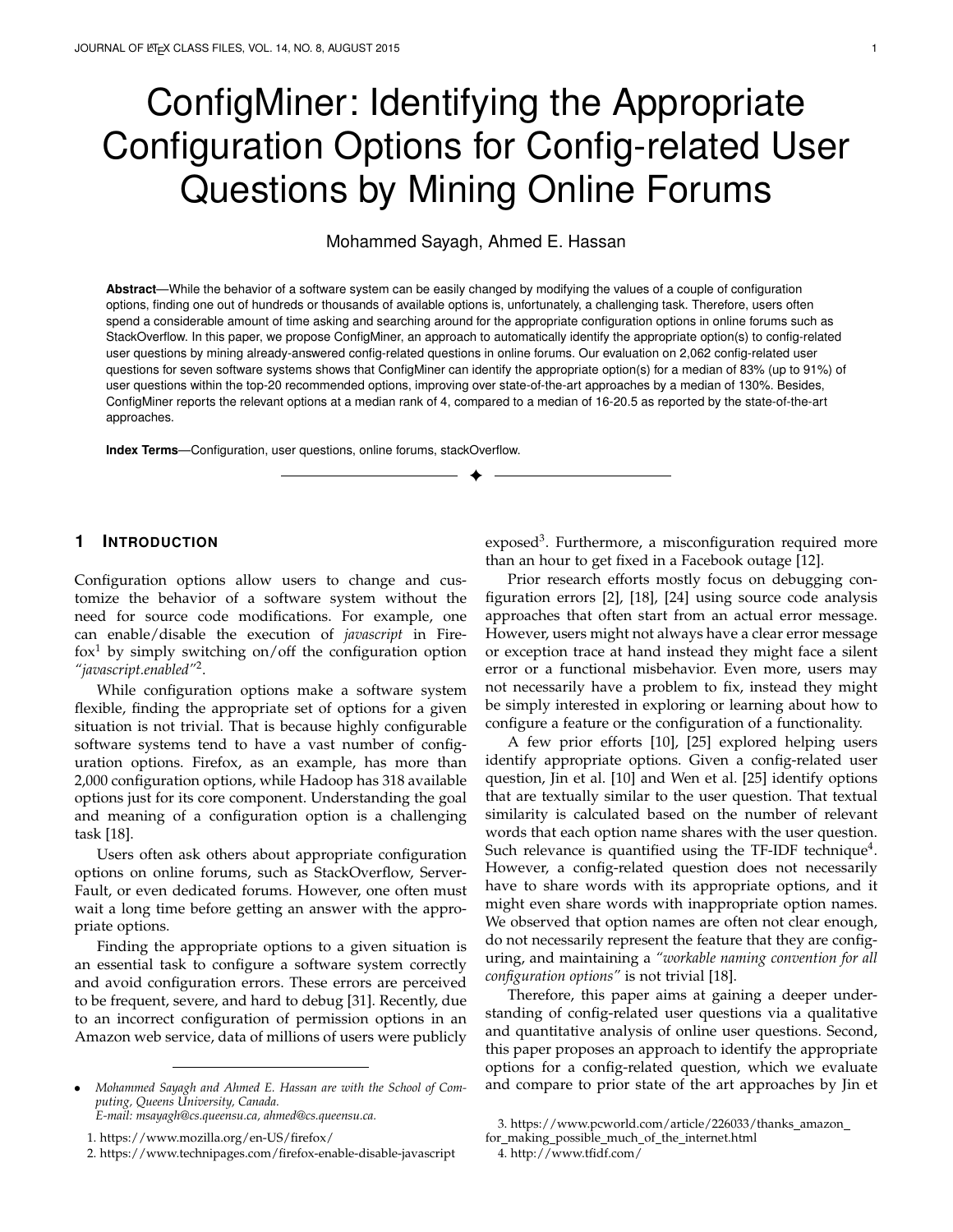# ConfigMiner: Identifying the Appropriate Configuration Options for Config-related User Questions by Mining Online Forums

Mohammed Sayagh, Ahmed E. Hassan

**Abstract**—While the behavior of a software system can be easily changed by modifying the values of a couple of configuration options, finding one out of hundreds or thousands of available options is, unfortunately, a challenging task. Therefore, users often spend a considerable amount of time asking and searching around for the appropriate configuration options in online forums such as StackOverflow. In this paper, we propose ConfigMiner, an approach to automatically identify the appropriate option(s) to config-related user questions by mining already-answered config-related questions in online forums. Our evaluation on 2,062 config-related user questions for seven software systems shows that ConfigMiner can identify the appropriate option(s) for a median of 83% (up to 91%) of user questions within the top-20 recommended options, improving over state-of-the-art approaches by a median of 130%. Besides, ConfigMiner reports the relevant options at a median rank of 4, compared to a median of 16-20.5 as reported by the state-of-the-art approaches.

**Index Terms**—Configuration, user questions, online forums, stackOverflow.

## 1 INTRODUCTION

Configuration options allow users to change and customize the behavior of a software system without the need for source code modifications. For example, one can enable/disable the execution of *javascript* in Firefox[1] by simply switching on/off the configuration option *"javascript.enabled"*[2].

While configuration options make a software system flexible, finding the appropriate set of options for a given situation is not trivial. That is because highly configurable software systems tend to have a vast number of configuration options. Firefox, as an example, has more than 2,000 configuration options, while Hadoop has 318 available options just for its core component. Understanding the goal and meaning of a configuration option is a challenging task [18].

Users often ask others about appropriate configuration options on online forums, such as StackOverflow, ServerFault, or even dedicated forums. However, one often must wait a long time before getting an answer with the appropriate options.

Finding the appropriate options to a given situation is an essential task to configure a software system correctly and avoid configuration errors. These errors are perceived to be frequent, severe, and hard to debug [31]. Recently, due to an incorrect configuration of permission options in an Amazon web service, data of millions of users were publicly exposed[3]. Furthermore, a misconfiguration required more than an hour to get fixed in a Facebook outage [12].

Prior research efforts mostly focus on debugging configuration errors [2], [18], [24] using source code analysis approaches that often start from an actual error message. However, users might not always have a clear error message or exception trace at hand instead they might face a silent error or a functional misbehavior. Even more, users may not necessarily have a problem to fix, instead they might be simply interested in exploring or learning about how to configure a feature or the configuration of a functionality.

A few prior efforts [10], [25] explored helping users identify appropriate options. Given a config-related user question, Jin et al. [10] and Wen et al. [25] identify options that are textually similar to the user question. That textual similarity is calculated based on the number of relevant words that each option name shares with the user question. Such relevance is quantified using the TF-IDF technique[4]. However, a config-related question does not necessarily have to share words with its appropriate options, and it might even share words with inappropriate option names. We observed that option names are often not clear enough, do not necessarily represent the feature that they are configuring, and maintaining a *"workable naming convention for all configuration options"* is not trivial [18].

Therefore, this paper aims at gaining a deeper understanding of config-related user questions via a qualitative and quantitative analysis of online user questions. Second, this paper proposes an approach to identify the appropriate options for a config-related question, which we evaluate and compare to prior state of the art approaches by Jin et

- *Mohammed Sayagh and Ahmed E. Hassan are with the School of Computing, Queens University, Canada. E-mail: msayagh@cs.queensu.ca, ahmed@cs.queensu.ca.*

1. https://www.mozilla.org/en-US/firefox/
2. https://www.technipages.com/firefox-enable-disable-javascript
3. https://www.pcworld.com/article/226033/thanks_amazon_for_making_possible_much_of_the_internet.html
4. http://www.tfidf.com/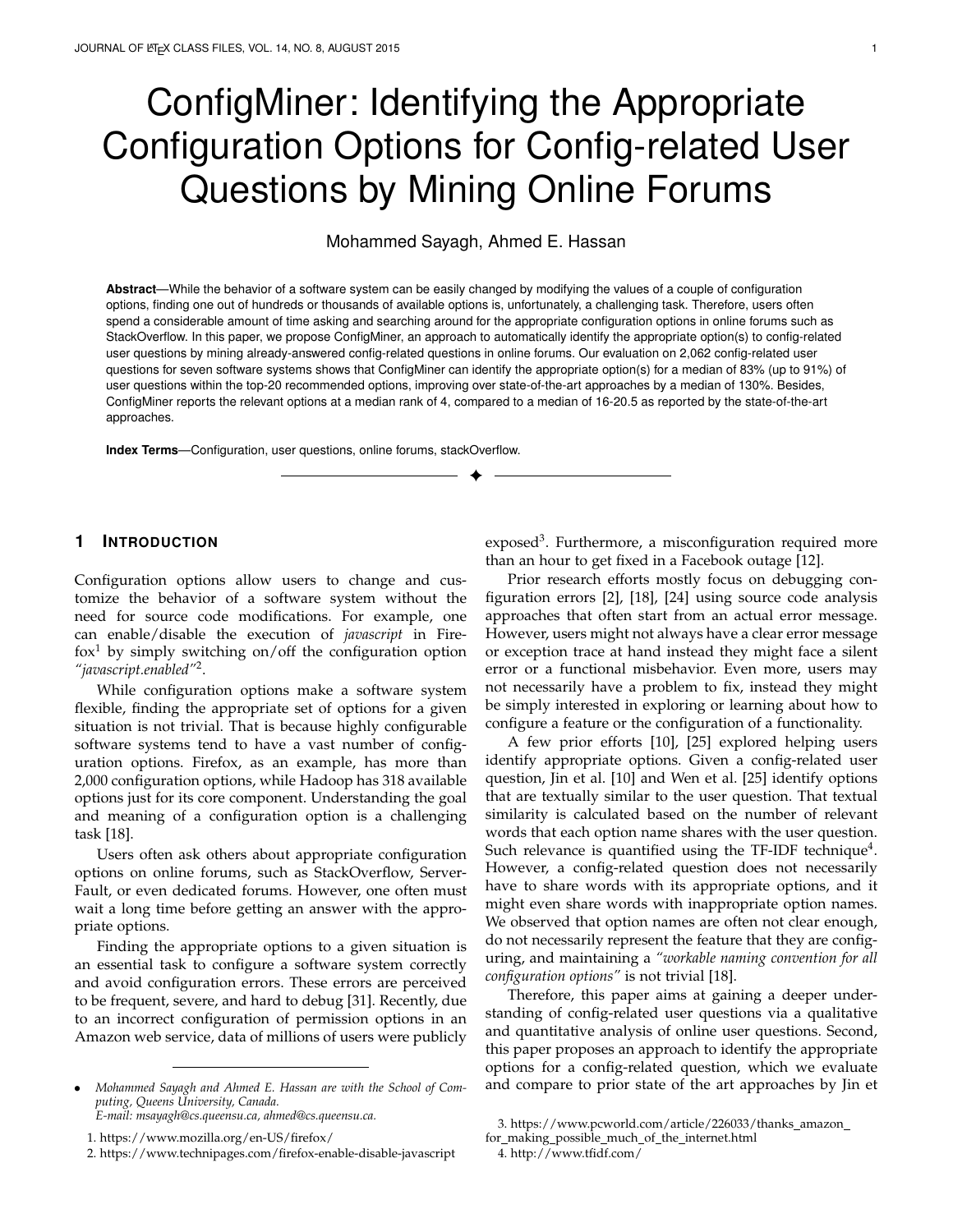# ConfigMiner: Identifying the Appropriate Configuration Options for Config-related User Questions by Mining Online Forums

Mohammed Sayagh, Ahmed E. Hassan

**Abstract**—While the behavior of a software system can be easily changed by modifying the values of a couple of configuration options, finding one out of hundreds or thousands of available options is, unfortunately, a challenging task. Therefore, users often spend a considerable amount of time asking and searching around for the appropriate configuration options in online forums such as StackOverflow. In this paper, we propose ConfigMiner, an approach to automatically identify the appropriate option(s) to config-related user questions by mining already-answered config-related questions in online forums. Our evaluation on 2,062 config-related user questions for seven software systems shows that ConfigMiner can identify the appropriate option(s) for a median of 83% (up to 91%) of user questions within the top-20 recommended options, improving over state-of-the-art approaches by a median of 130%. Besides, ConfigMiner reports the relevant options at a median rank of 4, compared to a median of 16-20.5 as reported by the state-of-the-art approaches.

**Index Terms**—Configuration, user questions, online forums, stackOverflow.

## 1 Introduction

Configuration options allow users to change and customize the behavior of a software system without the need for source code modifications. For example, one can enable/disable the execution of *javascript* in Firefox[1] by simply switching on/off the configuration option *"javascript.enabled"*[2].

While configuration options make a software system flexible, finding the appropriate set of options for a given situation is not trivial. That is because highly configurable software systems tend to have a vast number of configuration options. Firefox, as an example, has more than 2,000 configuration options, while Hadoop has 318 available options just for its core component. Understanding the goal and meaning of a configuration option is a challenging task [18].

Users often ask others about appropriate configuration options on online forums, such as StackOverflow, ServerFault, or even dedicated forums. However, one often must wait a long time before getting an answer with the appropriate options.

Finding the appropriate options to a given situation is an essential task to configure a software system correctly and avoid configuration errors. These errors are perceived to be frequent, severe, and hard to debug [31]. Recently, due to an incorrect configuration of permission options in an Amazon web service, data of millions of users were publicly exposed[3]. Furthermore, a misconfiguration required more than an hour to get fixed in a Facebook outage [12].

Prior research efforts mostly focus on debugging configuration errors [2], [18], [24] using source code analysis approaches that often start from an actual error message. However, users might not always have a clear error message or exception trace at hand instead they might face a silent error or a functional misbehavior. Even more, users may not necessarily have a problem to fix, instead they might be simply interested in exploring or learning about how to configure a feature or the configuration of a functionality.

A few prior efforts [10], [25] explored helping users identify appropriate options. Given a config-related user question, Jin et al. [10] and Wen et al. [25] identify options that are textually similar to the user question. That textual similarity is calculated based on the number of relevant words that each option name shares with the user question. Such relevance is quantified using the TF-IDF technique[4]. However, a config-related question does not necessarily have to share words with its appropriate options, and it might even share words with inappropriate option names. We observed that option names are often not clear enough, do not necessarily represent the feature that they are configuring, and maintaining a *"workable naming convention for all configuration options"* is not trivial [18].

Therefore, this paper aims at gaining a deeper understanding of config-related user questions via a qualitative and quantitative analysis of online user questions. Second, this paper proposes an approach to identify the appropriate options for a config-related question, which we evaluate and compare to prior state of the art approaches by Jin et

- *Mohammed Sayagh and Ahmed E. Hassan are with the School of Computing, Queens University, Canada. E-mail: msayagh@cs.queensu.ca, ahmed@cs.queensu.ca.*

1. https://www.mozilla.org/en-US/firefox/
2. https://www.technipages.com/firefox-enable-disable-javascript
3. https://www.pcworld.com/article/226033/thanks_amazon_for_making_possible_much_of_the_internet.html
4. http://www.tfidf.com/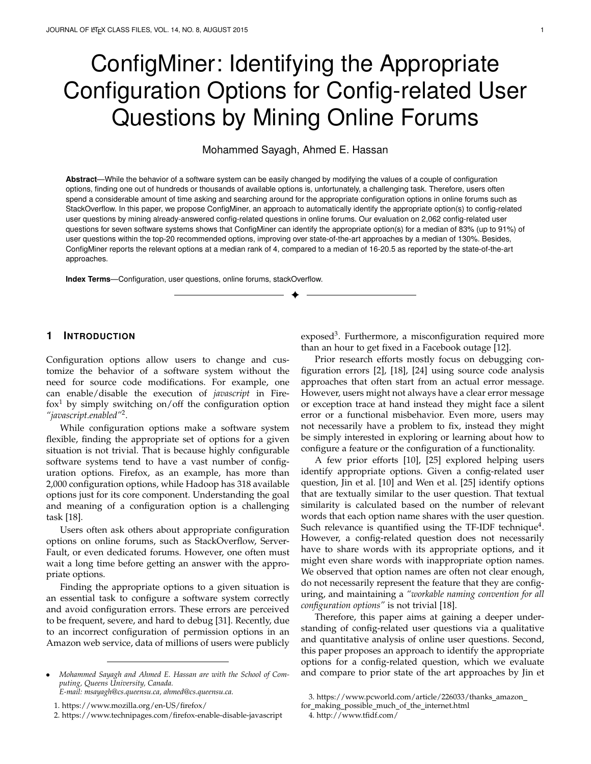# ConfigMiner: Identifying the Appropriate Configuration Options for Config-related User Questions by Mining Online Forums

Mohammed Sayagh, Ahmed E. Hassan

**Abstract**—While the behavior of a software system can be easily changed by modifying the values of a couple of configuration options, finding one out of hundreds or thousands of available options is, unfortunately, a challenging task. Therefore, users often spend a considerable amount of time asking and searching around for the appropriate configuration options in online forums such as StackOverflow. In this paper, we propose ConfigMiner, an approach to automatically identify the appropriate option(s) to config-related user questions by mining already-answered config-related questions in online forums. Our evaluation on 2,062 config-related user questions for seven software systems shows that ConfigMiner can identify the appropriate option(s) for a median of 83% (up to 91%) of user questions within the top-20 recommended options, improving over state-of-the-art approaches by a median of 130%. Besides, ConfigMiner reports the relevant options at a median rank of 4, compared to a median of 16-20.5 as reported by the state-of-the-art approaches.

**Index Terms**—Configuration, user questions, online forums, stackOverflow.

## 1 Introduction

Configuration options allow users to change and customize the behavior of a software system without the need for source code modifications. For example, one can enable/disable the execution of *javascript* in Firefox[1] by simply switching on/off the configuration option *"javascript.enabled"*[2].

While configuration options make a software system flexible, finding the appropriate set of options for a given situation is not trivial. That is because highly configurable software systems tend to have a vast number of configuration options. Firefox, as an example, has more than 2,000 configuration options, while Hadoop has 318 available options just for its core component. Understanding the goal and meaning of a configuration option is a challenging task [18].

Users often ask others about appropriate configuration options on online forums, such as StackOverflow, ServerFault, or even dedicated forums. However, one often must wait a long time before getting an answer with the appropriate options.

Finding the appropriate options to a given situation is an essential task to configure a software system correctly and avoid configuration errors. These errors are perceived to be frequent, severe, and hard to debug [31]. Recently, due to an incorrect configuration of permission options in an Amazon web service, data of millions of users were publicly exposed[3]. Furthermore, a misconfiguration required more than an hour to get fixed in a Facebook outage [12].

Prior research efforts mostly focus on debugging configuration errors [2], [18], [24] using source code analysis approaches that often start from an actual error message. However, users might not always have a clear error message or exception trace at hand instead they might face a silent error or a functional misbehavior. Even more, users may not necessarily have a problem to fix, instead they might be simply interested in exploring or learning about how to configure a feature or the configuration of a functionality.

A few prior efforts [10], [25] explored helping users identify appropriate options. Given a config-related user question, Jin et al. [10] and Wen et al. [25] identify options that are textually similar to the user question. That textual similarity is calculated based on the number of relevant words that each option name shares with the user question. Such relevance is quantified using the TF-IDF technique[4]. However, a config-related question does not necessarily have to share words with its appropriate options, and it might even share words with inappropriate option names. We observed that option names are often not clear enough, do not necessarily represent the feature that they are configuring, and maintaining a *"workable naming convention for all configuration options"* is not trivial [18].

Therefore, this paper aims at gaining a deeper understanding of config-related user questions via a qualitative and quantitative analysis of online user questions. Second, this paper proposes an approach to identify the appropriate options for a config-related question, which we evaluate and compare to prior state of the art approaches by Jin et

- *Mohammed Sayagh and Ahmed E. Hassan are with the School of Computing, Queens University, Canada.*
  *E-mail: msayagh@cs.queensu.ca, ahmed@cs.queensu.ca.*

1. https://www.mozilla.org/en-US/firefox/
2. https://www.technipages.com/firefox-enable-disable-javascript
3. https://www.pcworld.com/article/226033/thanks_amazon_for_making_possible_much_of_the_internet.html
4. http://www.tfidf.com/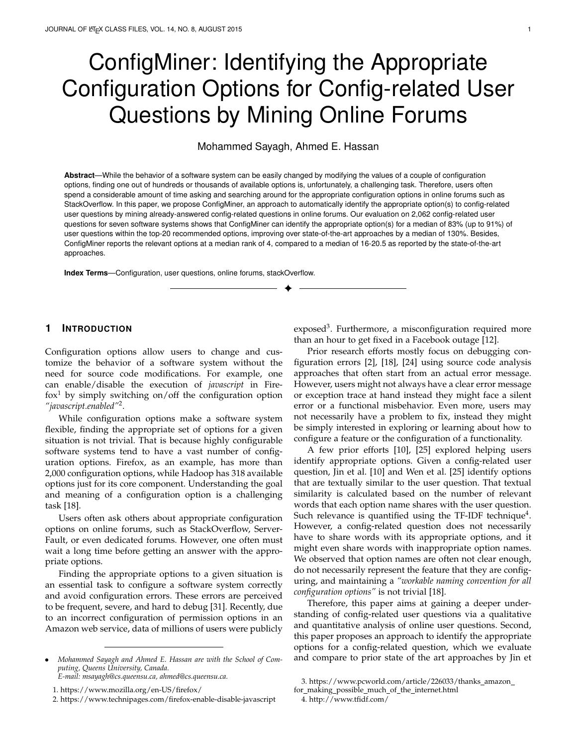# ConfigMiner: Identifying the Appropriate Configuration Options for Config-related User Questions by Mining Online Forums

Mohammed Sayagh, Ahmed E. Hassan

**Abstract**—While the behavior of a software system can be easily changed by modifying the values of a couple of configuration options, finding one out of hundreds or thousands of available options is, unfortunately, a challenging task. Therefore, users often spend a considerable amount of time asking and searching around for the appropriate configuration options in online forums such as StackOverflow. In this paper, we propose ConfigMiner, an approach to automatically identify the appropriate option(s) to config-related user questions by mining already-answered config-related questions in online forums. Our evaluation on 2,062 config-related user questions for seven software systems shows that ConfigMiner can identify the appropriate option(s) for a median of 83% (up to 91%) of user questions within the top-20 recommended options, improving over state-of-the-art approaches by a median of 130%. Besides, ConfigMiner reports the relevant options at a median rank of 4, compared to a median of 16-20.5 as reported by the state-of-the-art approaches.

**Index Terms**—Configuration, user questions, online forums, stackOverflow.

## 1 Introduction

Configuration options allow users to change and customize the behavior of a software system without the need for source code modifications. For example, one can enable/disable the execution of *javascript* in Firefox[1] by simply switching on/off the configuration option *"javascript.enabled"*[2].

While configuration options make a software system flexible, finding the appropriate set of options for a given situation is not trivial. That is because highly configurable software systems tend to have a vast number of configuration options. Firefox, as an example, has more than 2,000 configuration options, while Hadoop has 318 available options just for its core component. Understanding the goal and meaning of a configuration option is a challenging task [18].

Users often ask others about appropriate configuration options on online forums, such as StackOverflow, ServerFault, or even dedicated forums. However, one often must wait a long time before getting an answer with the appropriate options.

Finding the appropriate options to a given situation is an essential task to configure a software system correctly and avoid configuration errors. These errors are perceived to be frequent, severe, and hard to debug [31]. Recently, due to an incorrect configuration of permission options in an Amazon web service, data of millions of users were publicly exposed[3]. Furthermore, a misconfiguration required more than an hour to get fixed in a Facebook outage [12].

Prior research efforts mostly focus on debugging configuration errors [2], [18], [24] using source code analysis approaches that often start from an actual error message. However, users might not always have a clear error message or exception trace at hand instead they might face a silent error or a functional misbehavior. Even more, users may not necessarily have a problem to fix, instead they might be simply interested in exploring or learning about how to configure a feature or the configuration of a functionality.

A few prior efforts [10], [25] explored helping users identify appropriate options. Given a config-related user question, Jin et al. [10] and Wen et al. [25] identify options that are textually similar to the user question. That textual similarity is calculated based on the number of relevant words that each option name shares with the user question. Such relevance is quantified using the TF-IDF technique[4]. However, a config-related question does not necessarily have to share words with its appropriate options, and it might even share words with inappropriate option names. We observed that option names are often not clear enough, do not necessarily represent the feature that they are configuring, and maintaining a *"workable naming convention for all configuration options"* is not trivial [18].

Therefore, this paper aims at gaining a deeper understanding of config-related user questions via a qualitative and quantitative analysis of online user questions. Second, this paper proposes an approach to identify the appropriate options for a config-related question, which we evaluate and compare to prior state of the art approaches by Jin et

- *Mohammed Sayagh and Ahmed E. Hassan are with the School of Computing, Queens University, Canada.*
  *E-mail: msayagh@cs.queensu.ca, ahmed@cs.queensu.ca.*

1. https://www.mozilla.org/en-US/firefox/
2. https://www.technipages.com/firefox-enable-disable-javascript
3. https://www.pcworld.com/article/226033/thanks_amazon_for_making_possible_much_of_the_internet.html
4. http://www.tfidf.com/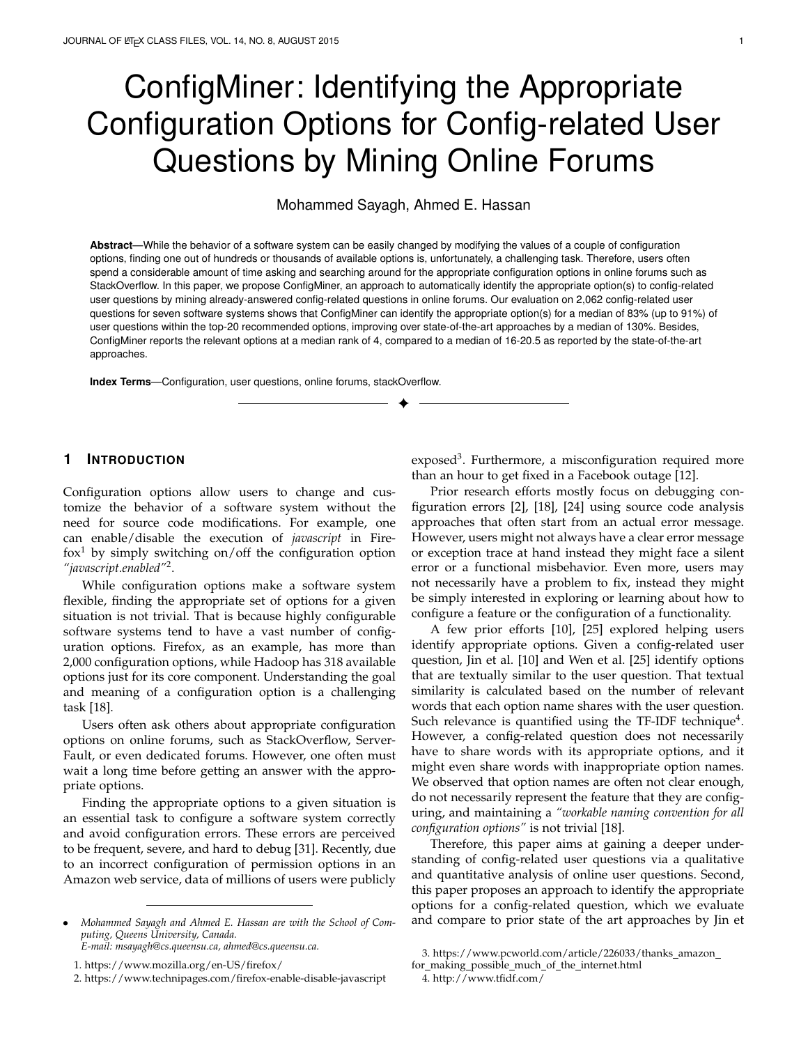# ConfigMiner: Identifying the Appropriate Configuration Options for Config-related User Questions by Mining Online Forums

Mohammed Sayagh, Ahmed E. Hassan

**Abstract**—While the behavior of a software system can be easily changed by modifying the values of a couple of configuration options, finding one out of hundreds or thousands of available options is, unfortunately, a challenging task. Therefore, users often spend a considerable amount of time asking and searching around for the appropriate configuration options in online forums such as StackOverflow. In this paper, we propose ConfigMiner, an approach to automatically identify the appropriate option(s) to config-related user questions by mining already-answered config-related questions in online forums. Our evaluation on 2,062 config-related user questions for seven software systems shows that ConfigMiner can identify the appropriate option(s) for a median of 83% (up to 91%) of user questions within the top-20 recommended options, improving over state-of-the-art approaches by a median of 130%. Besides, ConfigMiner reports the relevant options at a median rank of 4, compared to a median of 16-20.5 as reported by the state-of-the-art approaches.

**Index Terms**—Configuration, user questions, online forums, stackOverflow.

## 1 Introduction

Configuration options allow users to change and customize the behavior of a software system without the need for source code modifications. For example, one can enable/disable the execution of *javascript* in Firefox[1] by simply switching on/off the configuration option *"javascript.enabled"*[2].

While configuration options make a software system flexible, finding the appropriate set of options for a given situation is not trivial. That is because highly configurable software systems tend to have a vast number of configuration options. Firefox, as an example, has more than 2,000 configuration options, while Hadoop has 318 available options just for its core component. Understanding the goal and meaning of a configuration option is a challenging task [18].

Users often ask others about appropriate configuration options on online forums, such as StackOverflow, ServerFault, or even dedicated forums. However, one often must wait a long time before getting an answer with the appropriate options.

Finding the appropriate options to a given situation is an essential task to configure a software system correctly and avoid configuration errors. These errors are perceived to be frequent, severe, and hard to debug [31]. Recently, due to an incorrect configuration of permission options in an Amazon web service, data of millions of users were publicly exposed[3]. Furthermore, a misconfiguration required more than an hour to get fixed in a Facebook outage [12].

Prior research efforts mostly focus on debugging configuration errors [2], [18], [24] using source code analysis approaches that often start from an actual error message. However, users might not always have a clear error message or exception trace at hand instead they might face a silent error or a functional misbehavior. Even more, users may not necessarily have a problem to fix, instead they might be simply interested in exploring or learning about how to configure a feature or the configuration of a functionality.

A few prior efforts [10], [25] explored helping users identify appropriate options. Given a config-related user question, Jin et al. [10] and Wen et al. [25] identify options that are textually similar to the user question. That textual similarity is calculated based on the number of relevant words that each option name shares with the user question. Such relevance is quantified using the TF-IDF technique[4]. However, a config-related question does not necessarily have to share words with its appropriate options, and it might even share words with inappropriate option names. We observed that option names are often not clear enough, do not necessarily represent the feature that they are configuring, and maintaining a *"workable naming convention for all configuration options"* is not trivial [18].

Therefore, this paper aims at gaining a deeper understanding of config-related user questions via a qualitative and quantitative analysis of online user questions. Second, this paper proposes an approach to identify the appropriate options for a config-related question, which we evaluate and compare to prior state of the art approaches by Jin et

- *Mohammed Sayagh and Ahmed E. Hassan are with the School of Computing, Queens University, Canada. E-mail: msayagh@cs.queensu.ca, ahmed@cs.queensu.ca.*

1. https://www.mozilla.org/en-US/firefox/
2. https://www.technipages.com/firefox-enable-disable-javascript
3. https://www.pcworld.com/article/226033/thanks_amazon_for_making_possible_much_of_the_internet.html
4. http://www.tfidf.com/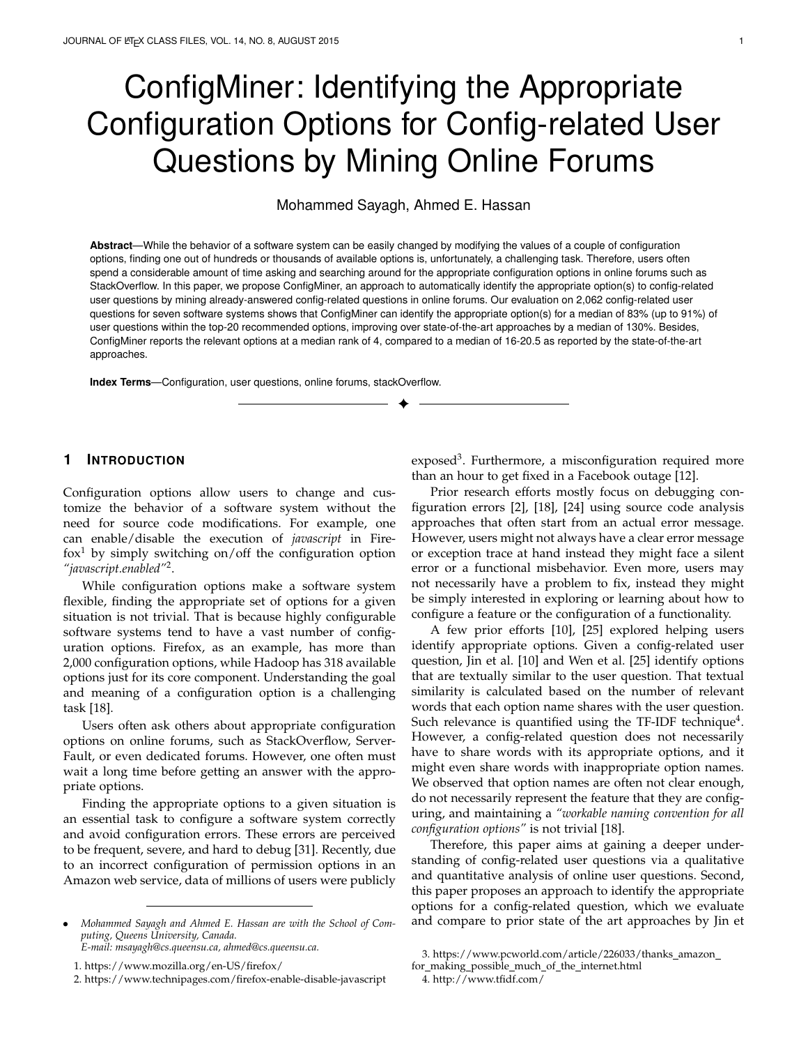# ConfigMiner: Identifying the Appropriate Configuration Options for Config-related User Questions by Mining Online Forums

Mohammed Sayagh, Ahmed E. Hassan

**Abstract**—While the behavior of a software system can be easily changed by modifying the values of a couple of configuration options, finding one out of hundreds or thousands of available options is, unfortunately, a challenging task. Therefore, users often spend a considerable amount of time asking and searching around for the appropriate configuration options in online forums such as StackOverflow. In this paper, we propose ConfigMiner, an approach to automatically identify the appropriate option(s) to config-related user questions by mining already-answered config-related questions in online forums. Our evaluation on 2,062 config-related user questions for seven software systems shows that ConfigMiner can identify the appropriate option(s) for a median of 83% (up to 91%) of user questions within the top-20 recommended options, improving over state-of-the-art approaches by a median of 130%. Besides, ConfigMiner reports the relevant options at a median rank of 4, compared to a median of 16-20.5 as reported by the state-of-the-art approaches.

**Index Terms**—Configuration, user questions, online forums, stackOverflow.

## 1 Introduction

Configuration options allow users to change and customize the behavior of a software system without the need for source code modifications. For example, one can enable/disable the execution of *javascript* in Firefox[1] by simply switching on/off the configuration option *"javascript.enabled"*[2].

While configuration options make a software system flexible, finding the appropriate set of options for a given situation is not trivial. That is because highly configurable software systems tend to have a vast number of configuration options. Firefox, as an example, has more than 2,000 configuration options, while Hadoop has 318 available options just for its core component. Understanding the goal and meaning of a configuration option is a challenging task [18].

Users often ask others about appropriate configuration options on online forums, such as StackOverflow, ServerFault, or even dedicated forums. However, one often must wait a long time before getting an answer with the appropriate options.

Finding the appropriate options to a given situation is an essential task to configure a software system correctly and avoid configuration errors. These errors are perceived to be frequent, severe, and hard to debug [31]. Recently, due to an incorrect configuration of permission options in an Amazon web service, data of millions of users were publicly exposed[3]. Furthermore, a misconfiguration required more than an hour to get fixed in a Facebook outage [12].

Prior research efforts mostly focus on debugging configuration errors [2], [18], [24] using source code analysis approaches that often start from an actual error message. However, users might not always have a clear error message or exception trace at hand instead they might face a silent error or a functional misbehavior. Even more, users may not necessarily have a problem to fix, instead they might be simply interested in exploring or learning about how to configure a feature or the configuration of a functionality.

A few prior efforts [10], [25] explored helping users identify appropriate options. Given a config-related user question, Jin et al. [10] and Wen et al. [25] identify options that are textually similar to the user question. That textual similarity is calculated based on the number of relevant words that each option name shares with the user question. Such relevance is quantified using the TF-IDF technique[4]. However, a config-related question does not necessarily have to share words with its appropriate options, and it might even share words with inappropriate option names. We observed that option names are often not clear enough, do not necessarily represent the feature that they are configuring, and maintaining a *"workable naming convention for all configuration options"* is not trivial [18].

Therefore, this paper aims at gaining a deeper understanding of config-related user questions via a qualitative and quantitative analysis of online user questions. Second, this paper proposes an approach to identify the appropriate options for a config-related question, which we evaluate and compare to prior state of the art approaches by Jin et

- *Mohammed Sayagh and Ahmed E. Hassan are with the School of Computing, Queens University, Canada. E-mail: msayagh@cs.queensu.ca, ahmed@cs.queensu.ca.*

1. https://www.mozilla.org/en-US/firefox/
2. https://www.technipages.com/firefox-enable-disable-javascript
3. https://www.pcworld.com/article/226033/thanks_amazon_for_making_possible_much_of_the_internet.html
4. http://www.tfidf.com/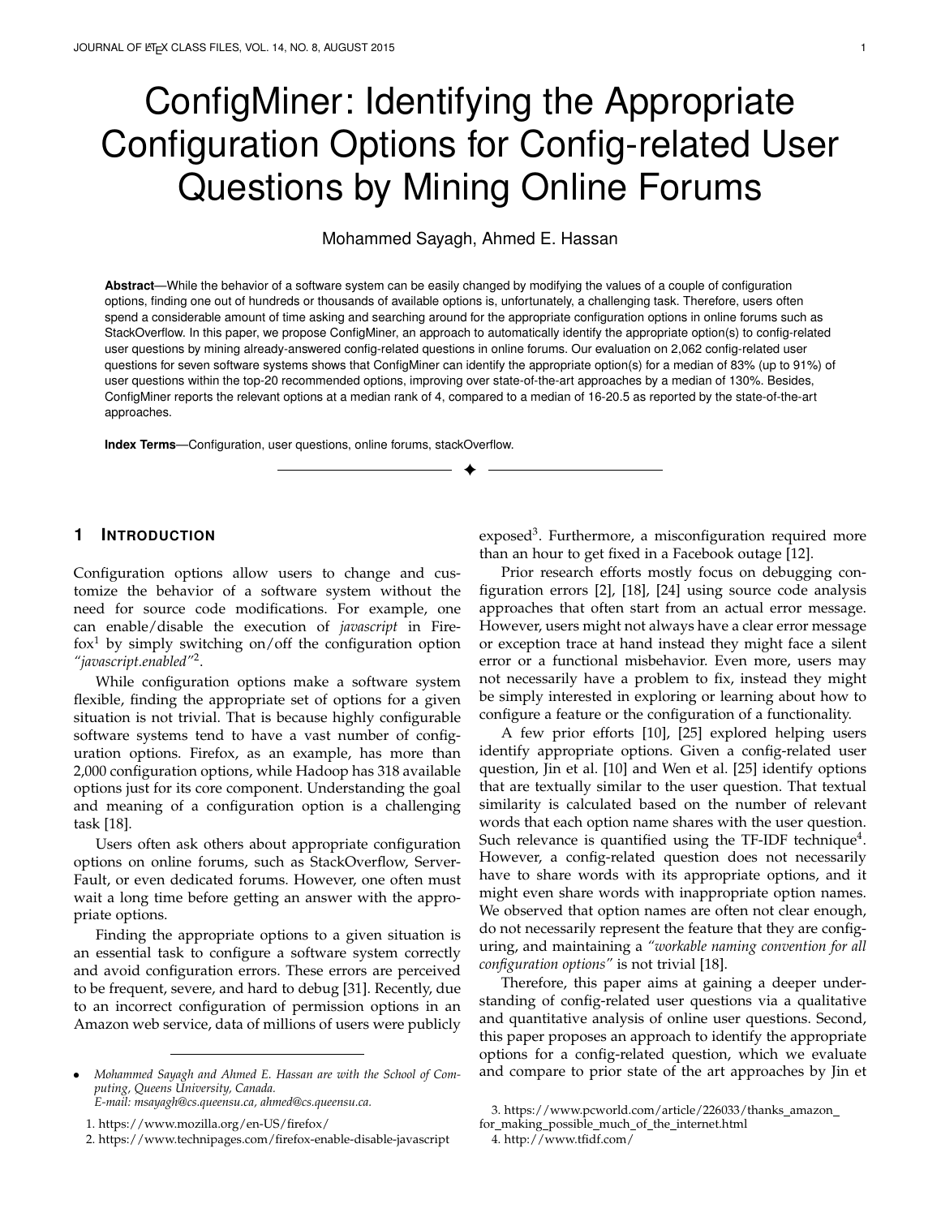# ConfigMiner: Identifying the Appropriate Configuration Options for Config-related User Questions by Mining Online Forums

Mohammed Sayagh, Ahmed E. Hassan

**Abstract**—While the behavior of a software system can be easily changed by modifying the values of a couple of configuration options, finding one out of hundreds or thousands of available options is, unfortunately, a challenging task. Therefore, users often spend a considerable amount of time asking and searching around for the appropriate configuration options in online forums such as StackOverflow. In this paper, we propose ConfigMiner, an approach to automatically identify the appropriate option(s) to config-related user questions by mining already-answered config-related questions in online forums. Our evaluation on 2,062 config-related user questions for seven software systems shows that ConfigMiner can identify the appropriate option(s) for a median of 83% (up to 91%) of user questions within the top-20 recommended options, improving over state-of-the-art approaches by a median of 130%. Besides, ConfigMiner reports the relevant options at a median rank of 4, compared to a median of 16-20.5 as reported by the state-of-the-art approaches.

**Index Terms**—Configuration, user questions, online forums, stackOverflow.

## 1 Introduction

Configuration options allow users to change and customize the behavior of a software system without the need for source code modifications. For example, one can enable/disable the execution of *javascript* in Firefox[1] by simply switching on/off the configuration option *"javascript.enabled"*[2].

While configuration options make a software system flexible, finding the appropriate set of options for a given situation is not trivial. That is because highly configurable software systems tend to have a vast number of configuration options. Firefox, as an example, has more than 2,000 configuration options, while Hadoop has 318 available options just for its core component. Understanding the goal and meaning of a configuration option is a challenging task [18].

Users often ask others about appropriate configuration options on online forums, such as StackOverflow, ServerFault, or even dedicated forums. However, one often must wait a long time before getting an answer with the appropriate options.

Finding the appropriate options to a given situation is an essential task to configure a software system correctly and avoid configuration errors. These errors are perceived to be frequent, severe, and hard to debug [31]. Recently, due to an incorrect configuration of permission options in an Amazon web service, data of millions of users were publicly exposed[3]. Furthermore, a misconfiguration required more than an hour to get fixed in a Facebook outage [12].

Prior research efforts mostly focus on debugging configuration errors [2], [18], [24] using source code analysis approaches that often start from an actual error message. However, users might not always have a clear error message or exception trace at hand instead they might face a silent error or a functional misbehavior. Even more, users may not necessarily have a problem to fix, instead they might be simply interested in exploring or learning about how to configure a feature or the configuration of a functionality.

A few prior efforts [10], [25] explored helping users identify appropriate options. Given a config-related user question, Jin et al. [10] and Wen et al. [25] identify options that are textually similar to the user question. That textual similarity is calculated based on the number of relevant words that each option name shares with the user question. Such relevance is quantified using the TF-IDF technique[4]. However, a config-related question does not necessarily have to share words with its appropriate options, and it might even share words with inappropriate option names. We observed that option names are often not clear enough, do not necessarily represent the feature that they are configuring, and maintaining a *"workable naming convention for all configuration options"* is not trivial [18].

Therefore, this paper aims at gaining a deeper understanding of config-related user questions via a qualitative and quantitative analysis of online user questions. Second, this paper proposes an approach to identify the appropriate options for a config-related question, which we evaluate and compare to prior state of the art approaches by Jin et

- *Mohammed Sayagh and Ahmed E. Hassan are with the School of Computing, Queens University, Canada. E-mail: msayagh@cs.queensu.ca, ahmed@cs.queensu.ca.*

1. https://www.mozilla.org/en-US/firefox/
2. https://www.technipages.com/firefox-enable-disable-javascript
3. https://www.pcworld.com/article/226033/thanks_amazon_for_making_possible_much_of_the_internet.html
4. http://www.tfidf.com/